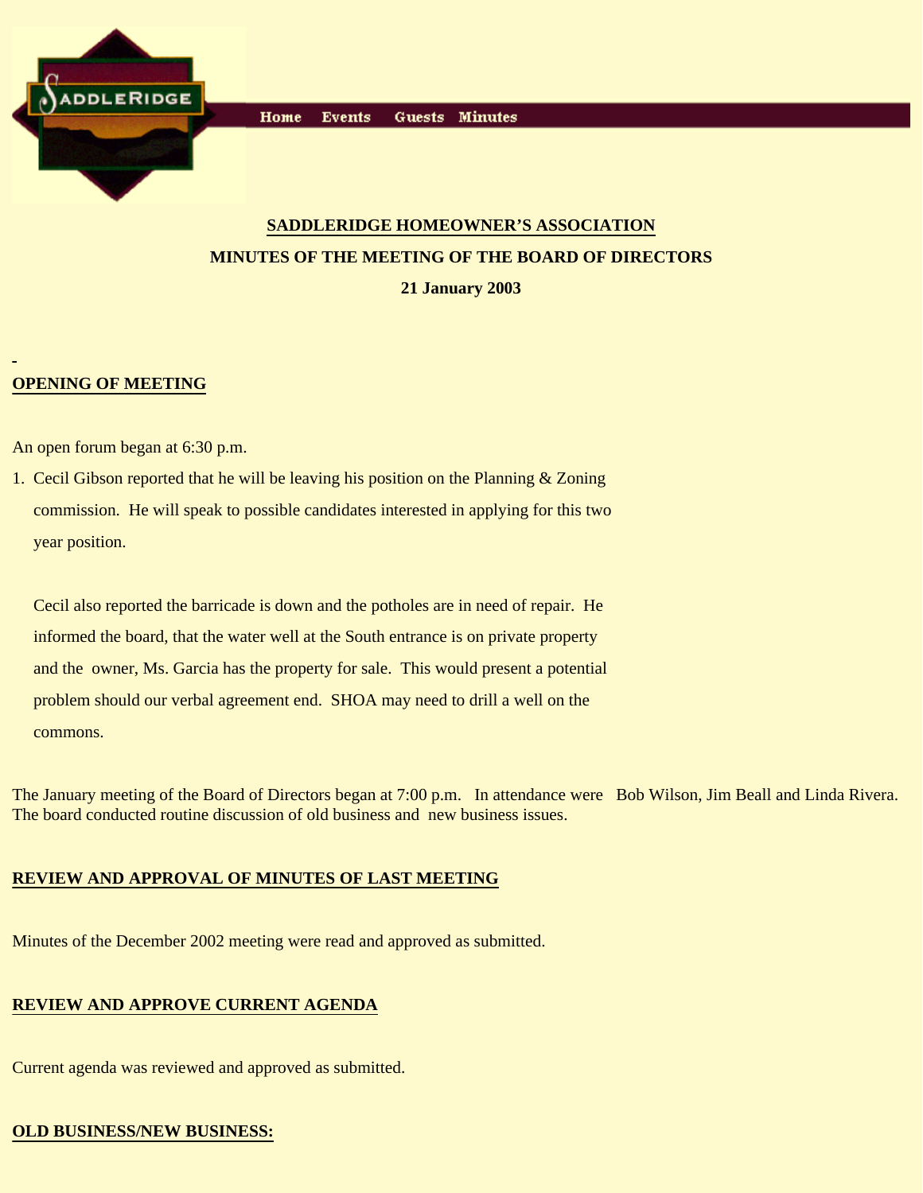Home Events Guests Minutes

**SADDLERIDGE HOMEOWNER'S ASSOCIATION**

**MINUTES OF THE MEETING OF THE BOARD OF DIRECTORS**

**21 January 2003**

## OPENING OF MEETING

An open forum began at 6:30 p.m.

1. Cecil Gibson reported that he will be leaving his position on the Planning & Zoning commission. He will speak to possible candidates interested in applying for this two year position.

   Cecil also reported the barricade is down and the potholes are in need of repair. He informed the board, that the water well at the South entrance is on private property and the owner, Ms. Garcia has the property for sale. This would present a potential problem should our verbal agreement end. SHOA may need to drill a well on the commons.

The January meeting of the Board of Directors began at 7:00 p.m. In attendance were Bob Wilson, Jim Beall and Linda Rivera. The board conducted routine discussion of old business and new business issues.

## REVIEW AND APPROVAL OF MINUTES OF LAST MEETING

Minutes of the December 2002 meeting were read and approved as submitted.

## REVIEW AND APPROVE CURRENT AGENDA

Current agenda was reviewed and approved as submitted.

## OLD BUSINESS/NEW BUSINESS: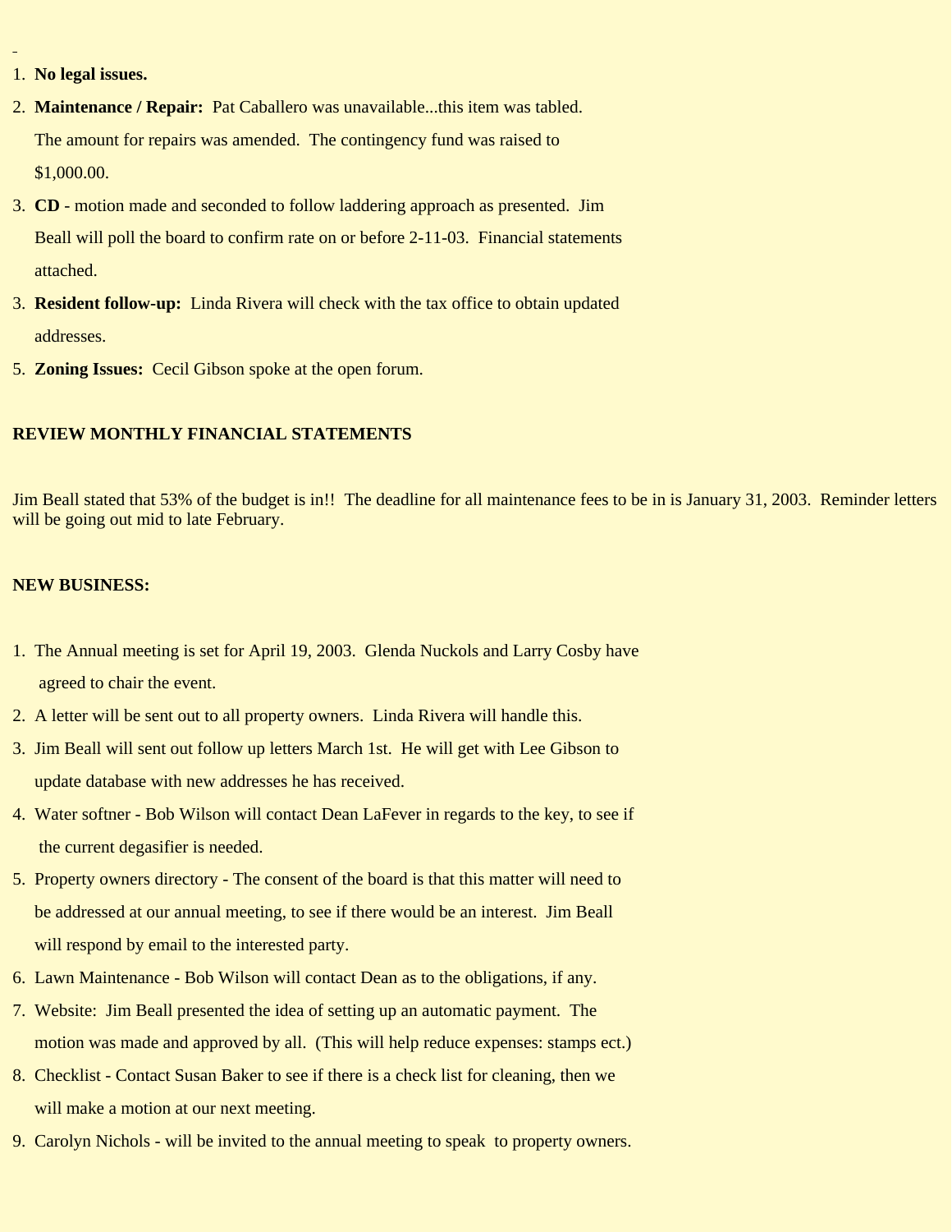1. **No legal issues.**
2. **Maintenance / Repair:** Pat Caballero was unavailable...this item was tabled. The amount for repairs was amended. The contingency fund was raised to $1,000.00.
3. **CD** - motion made and seconded to follow laddering approach as presented. Jim Beall will poll the board to confirm rate on or before 2-11-03. Financial statements attached.
3. **Resident follow-up:** Linda Rivera will check with the tax office to obtain updated addresses.
5. **Zoning Issues:** Cecil Gibson spoke at the open forum.

**REVIEW MONTHLY FINANCIAL STATEMENTS**

Jim Beall stated that 53% of the budget is in!! The deadline for all maintenance fees to be in is January 31, 2003. Reminder letters will be going out mid to late February.

**NEW BUSINESS:**

1. The Annual meeting is set for April 19, 2003. Glenda Nuckols and Larry Cosby have agreed to chair the event.
2. A letter will be sent out to all property owners. Linda Rivera will handle this.
3. Jim Beall will sent out follow up letters March 1st. He will get with Lee Gibson to update database with new addresses he has received.
4. Water softner - Bob Wilson will contact Dean LaFever in regards to the key, to see if the current degasifier is needed.
5. Property owners directory - The consent of the board is that this matter will need to be addressed at our annual meeting, to see if there would be an interest. Jim Beall will respond by email to the interested party.
6. Lawn Maintenance - Bob Wilson will contact Dean as to the obligations, if any.
7. Website: Jim Beall presented the idea of setting up an automatic payment. The motion was made and approved by all. (This will help reduce expenses: stamps ect.)
8. Checklist - Contact Susan Baker to see if there is a check list for cleaning, then we will make a motion at our next meeting.
9. Carolyn Nichols - will be invited to the annual meeting to speak to property owners.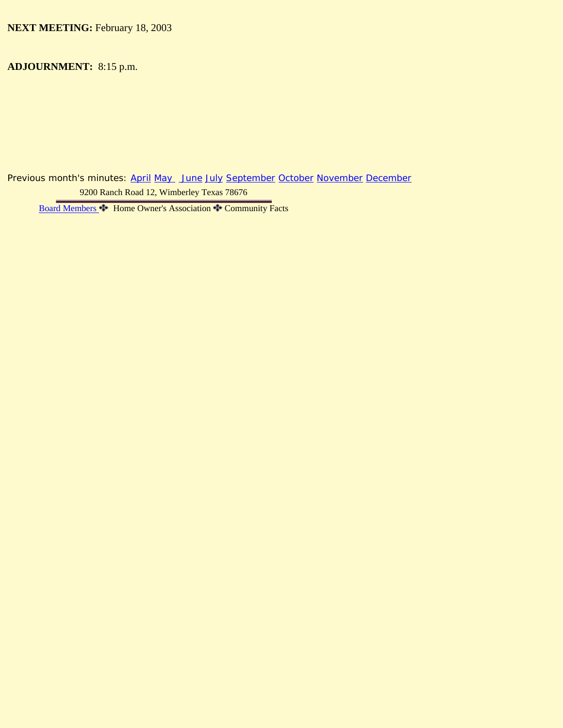**NEXT MEETING:** February 18, 2003

**ADJOURNMENT:** 8:15 p.m.

Previous month's minutes: April May June July September October November December

9200 Ranch Road 12, Wimberley Texas 78676

---

Board Members ✤ Home Owner's Association ✤ Community Facts